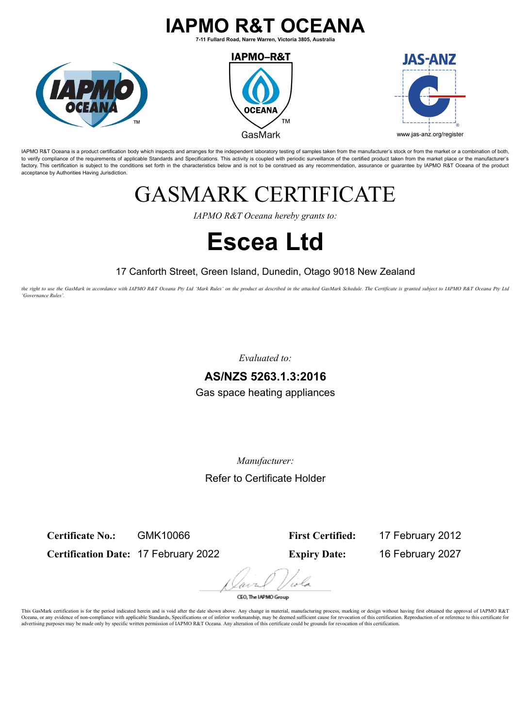# IAPMO R&T OCEANA

7-11 Fullard Road, Narre Warren, Victoria 3805, Australia

IAPMO–R&T OCEANA GasMark

JAS-ANZ www.jas-anz.org/register

IAPMO R&T Oceana is a product certification body which inspects and arranges for the independent laboratory testing of samples taken from the manufacturer's stock or from the market or a combination of both, to verify compliance of the requirements of applicable Standards and Specifications. This activity is coupled with periodic surveillance of the certified product taken from the market place or the manufacturer's factory. This certification is subject to the conditions set forth in the characteristics below and is not to be construed as any recommendation, assurance or guarantee by IAPMO R&T Oceana of the product acceptance by Authorities Having Jurisdiction.

# GASMARK CERTIFICATE

*IAPMO R&T Oceana hereby grants to:*

# Escea Ltd

17 Canforth Street, Green Island, Dunedin, Otago 9018 New Zealand

*the right to use the GasMark in accordance with IAPMO R&T Oceana Pty Ltd 'Mark Rules' on the product as described in the attached GasMark Schedule. The Certificate is granted subject to IAPMO R&T Oceana Pty Ltd 'Governance Rules'.*

*Evaluated to:*

**AS/NZS 5263.1.3:2016**

Gas space heating appliances

*Manufacturer:*

Refer to Certificate Holder

**Certificate No.:** GMK10066

**Certification Date:** 17 February 2022

**First Certified:** 17 February 2012

**Expiry Date:** 16 February 2027

CEO, The IAPMO Group

This GasMark certification is for the period indicated herein and is void after the date shown above. Any change in material, manufacturing process, marking or design without having first obtained the approval of IAPMO R&T Oceana, or any evidence of non-compliance with applicable Standards, Specifications or of inferior workmanship, may be deemed sufficient cause for revocation of this certification. Reproduction of or reference to this certificate for advertising purposes may be made only by specific written permission of IAPMO R&T Oceana. Any alteration of this certificate could be grounds for revocation of this certification.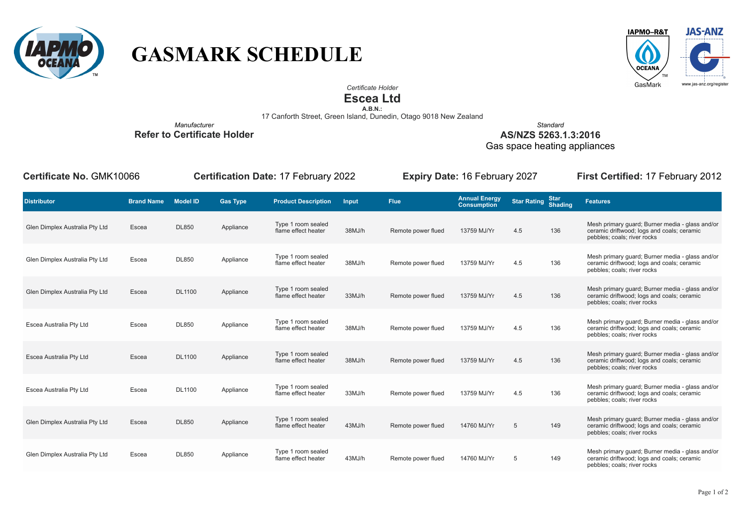# GASMARK SCHEDULE

*Certificate Holder*
**Escea Ltd**
**A.B.N.:**
17 Canforth Street, Green Island, Dunedin, Otago 9018 New Zealand

*Manufacturer*
**Refer to Certificate Holder**

*Standard*
**AS/NZS 5263.1.3:2016**
Gas space heating appliances

**Certificate No.** GMK10066 | **Certification Date:** 17 February 2022 | **Expiry Date:** 16 February 2027 | **First Certified:** 17 February 2012

| Distributor | Brand Name | Model ID | Gas Type | Product Description | Input | Flue | Annual Energy Consumption | Star Rating | Star Shading | Features |
|---|---|---|---|---|---|---|---|---|---|---|
| Glen Dimplex Australia Pty Ltd | Escea | DL850 | Appliance | Type 1 room sealed flame effect heater | 38MJ/h | Remote power flued | 13759 MJ/Yr | 4.5 | 136 | Mesh primary guard; Burner media - glass and/or ceramic driftwood; logs and coals; ceramic pebbles; coals; river rocks |
| Glen Dimplex Australia Pty Ltd | Escea | DL850 | Appliance | Type 1 room sealed flame effect heater | 38MJ/h | Remote power flued | 13759 MJ/Yr | 4.5 | 136 | Mesh primary guard; Burner media - glass and/or ceramic driftwood; logs and coals; ceramic pebbles; coals; river rocks |
| Glen Dimplex Australia Pty Ltd | Escea | DL1100 | Appliance | Type 1 room sealed flame effect heater | 33MJ/h | Remote power flued | 13759 MJ/Yr | 4.5 | 136 | Mesh primary guard; Burner media - glass and/or ceramic driftwood; logs and coals; ceramic pebbles; coals; river rocks |
| Escea Australia Pty Ltd | Escea | DL850 | Appliance | Type 1 room sealed flame effect heater | 38MJ/h | Remote power flued | 13759 MJ/Yr | 4.5 | 136 | Mesh primary guard; Burner media - glass and/or ceramic driftwood; logs and coals; ceramic pebbles; coals; river rocks |
| Escea Australia Pty Ltd | Escea | DL1100 | Appliance | Type 1 room sealed flame effect heater | 38MJ/h | Remote power flued | 13759 MJ/Yr | 4.5 | 136 | Mesh primary guard; Burner media - glass and/or ceramic driftwood; logs and coals; ceramic pebbles; coals; river rocks |
| Escea Australia Pty Ltd | Escea | DL1100 | Appliance | Type 1 room sealed flame effect heater | 33MJ/h | Remote power flued | 13759 MJ/Yr | 4.5 | 136 | Mesh primary guard; Burner media - glass and/or ceramic driftwood; logs and coals; ceramic pebbles; coals; river rocks |
| Glen Dimplex Australia Pty Ltd | Escea | DL850 | Appliance | Type 1 room sealed flame effect heater | 43MJ/h | Remote power flued | 14760 MJ/Yr | 5 | 149 | Mesh primary guard; Burner media - glass and/or ceramic driftwood; logs and coals; ceramic pebbles; coals; river rocks |
| Glen Dimplex Australia Pty Ltd | Escea | DL850 | Appliance | Type 1 room sealed flame effect heater | 43MJ/h | Remote power flued | 14760 MJ/Yr | 5 | 149 | Mesh primary guard; Burner media - glass and/or ceramic driftwood; logs and coals; ceramic pebbles; coals; river rocks |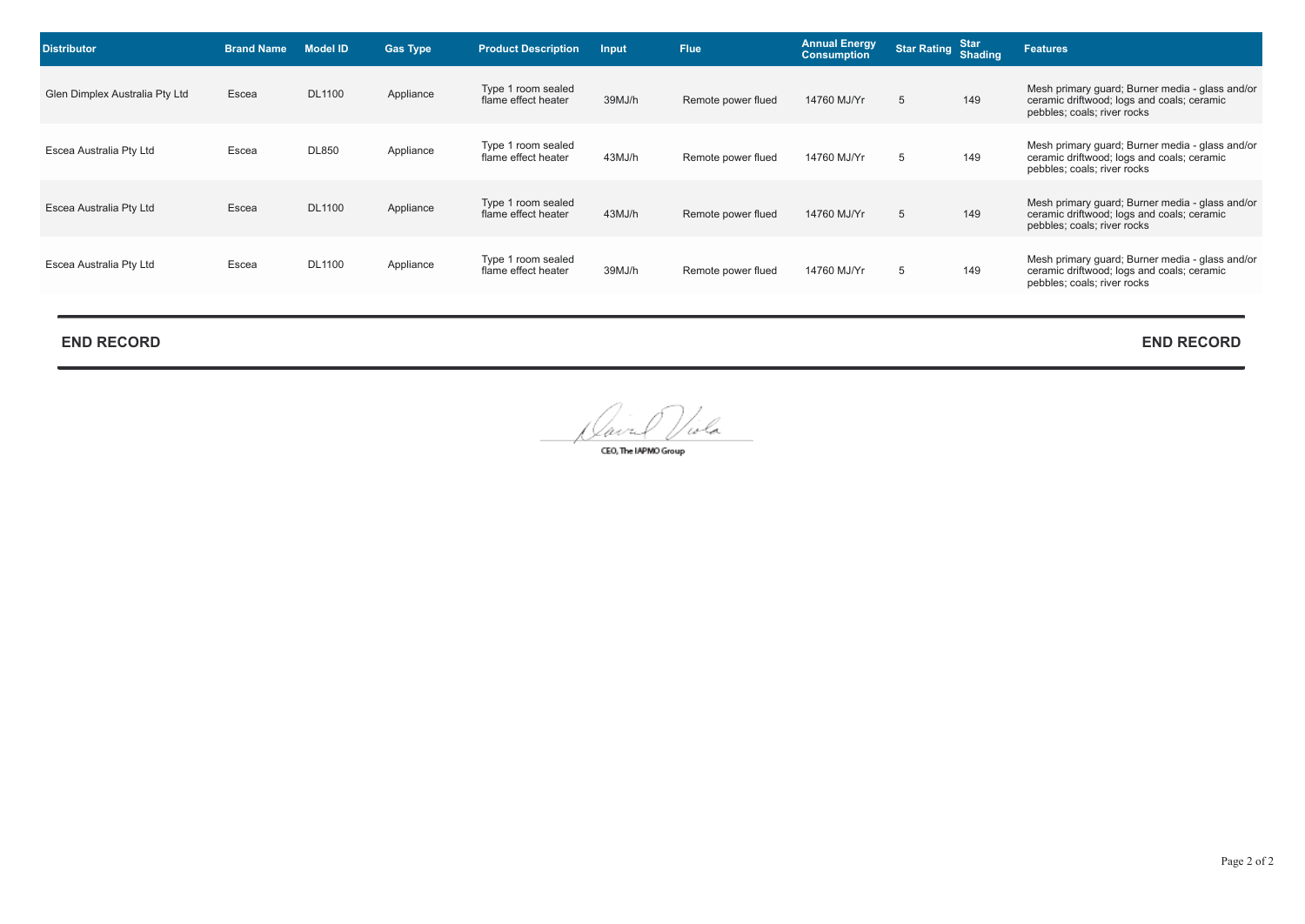| Distributor | Brand Name | Model ID | Gas Type | Product Description | Input | Flue | Annual Energy Consumption | Star Rating | Star Shading | Features |
|---|---|---|---|---|---|---|---|---|---|---|
| Glen Dimplex Australia Pty Ltd | Escea | DL1100 | Appliance | Type 1 room sealed flame effect heater | 39MJ/h | Remote power flued | 14760 MJ/Yr | 5 | 149 | Mesh primary guard; Burner media - glass and/or ceramic driftwood; logs and coals; ceramic pebbles; coals; river rocks |
| Escea Australia Pty Ltd | Escea | DL850 | Appliance | Type 1 room sealed flame effect heater | 43MJ/h | Remote power flued | 14760 MJ/Yr | 5 | 149 | Mesh primary guard; Burner media - glass and/or ceramic driftwood; logs and coals; ceramic pebbles; coals; river rocks |
| Escea Australia Pty Ltd | Escea | DL1100 | Appliance | Type 1 room sealed flame effect heater | 43MJ/h | Remote power flued | 14760 MJ/Yr | 5 | 149 | Mesh primary guard; Burner media - glass and/or ceramic driftwood; logs and coals; ceramic pebbles; coals; river rocks |
| Escea Australia Pty Ltd | Escea | DL1100 | Appliance | Type 1 room sealed flame effect heater | 39MJ/h | Remote power flued | 14760 MJ/Yr | 5 | 149 | Mesh primary guard; Burner media - glass and/or ceramic driftwood; logs and coals; ceramic pebbles; coals; river rocks |

**END RECORD** **END RECORD**

David Viola

CEO, The IAPMO Group